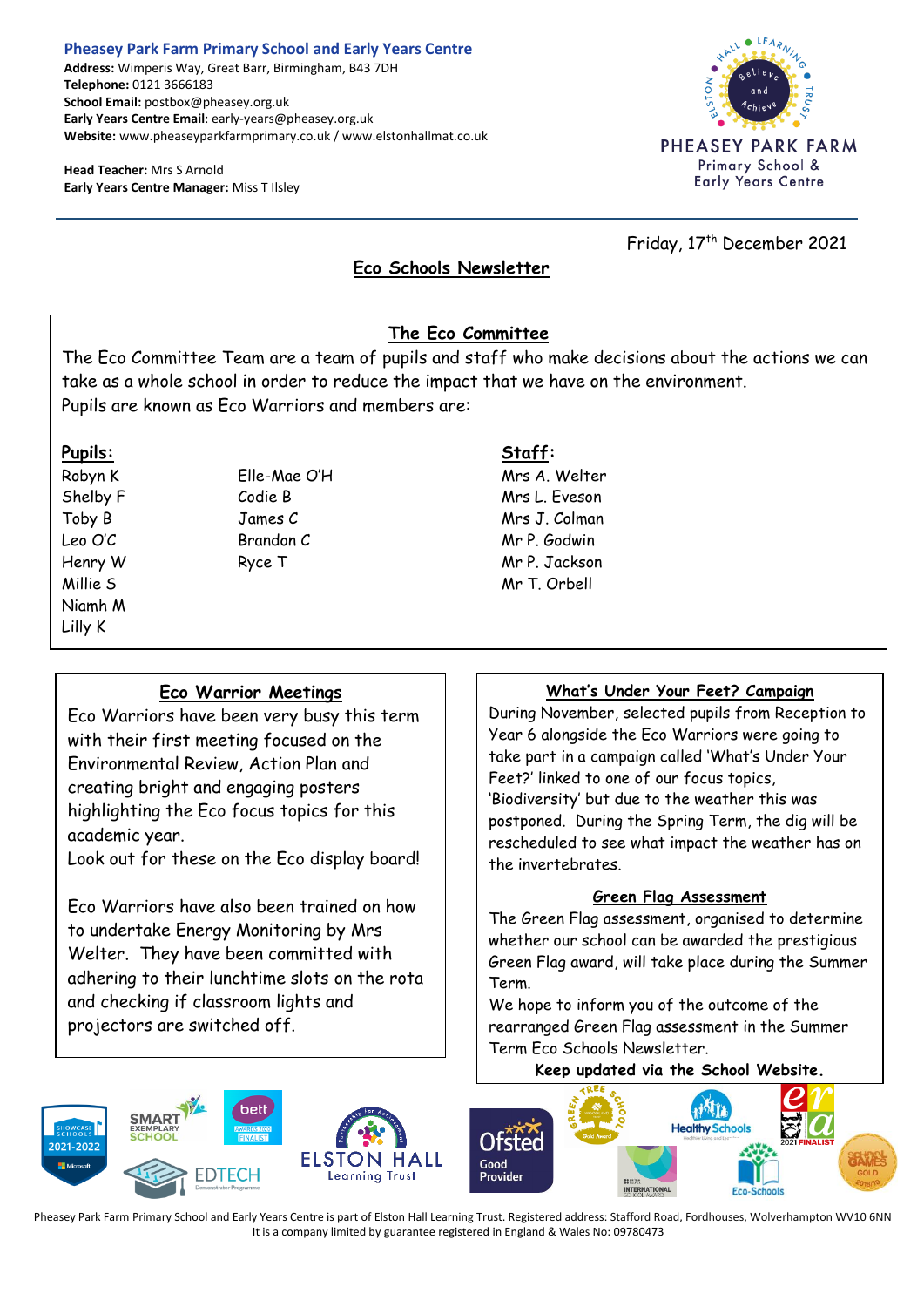**Pheasey Park Farm Primary School and Early Years Centre**
**Address:** Wimperis Way, Great Barr, Birmingham, B43 7DH
**Telephone:** 0121 3666183
**School Email:** postbox@pheasey.org.uk
**Early Years Centre Email**: early-years@pheasey.org.uk
**Website:** www.pheaseyparkfarmprimary.co.uk / www.elstonhallmat.co.uk

**Head Teacher:** Mrs S Arnold
**Early Years Centre Manager:** Miss T Ilsley

Friday, 17th December 2021

# Eco Schools Newsletter

## The Eco Committee

The Eco Committee Team are a team of pupils and staff who make decisions about the actions we can take as a whole school in order to reduce the impact that we have on the environment.
Pupils are known as Eco Warriors and members are:

**Pupils:**

Robyn K
Shelby F
Toby B
Leo O'C
Henry W
Millie S
Niamh M
Lilly K
Elle-Mae O'H
Codie B
James C
Brandon C
Ryce T

**Staff:**

Mrs A. Welter
Mrs L. Eveson
Mrs J. Colman
Mr P. Godwin
Mr P. Jackson
Mr T. Orbell

## Eco Warrior Meetings

Eco Warriors have been very busy this term with their first meeting focused on the Environmental Review, Action Plan and creating bright and engaging posters highlighting the Eco focus topics for this academic year.
Look out for these on the Eco display board!

Eco Warriors have also been trained on how to undertake Energy Monitoring by Mrs Welter. They have been committed with adhering to their lunchtime slots on the rota and checking if classroom lights and projectors are switched off.

## What's Under Your Feet? Campaign

During November, selected pupils from Reception to Year 6 alongside the Eco Warriors were going to take part in a campaign called 'What's Under Your Feet?' linked to one of our focus topics, 'Biodiversity' but due to the weather this was postponed. During the Spring Term, the dig will be rescheduled to see what impact the weather has on the invertebrates.

## Green Flag Assessment

The Green Flag assessment, organised to determine whether our school can be awarded the prestigious Green Flag award, will take place during the Summer Term.
We hope to inform you of the outcome of the rearranged Green Flag assessment in the Summer Term Eco Schools Newsletter.

**Keep updated via the School Website.**

Pheasey Park Farm Primary School and Early Years Centre is part of Elston Hall Learning Trust. Registered address: Stafford Road, Fordhouses, Wolverhampton WV10 6NN
It is a company limited by guarantee registered in England & Wales No: 09780473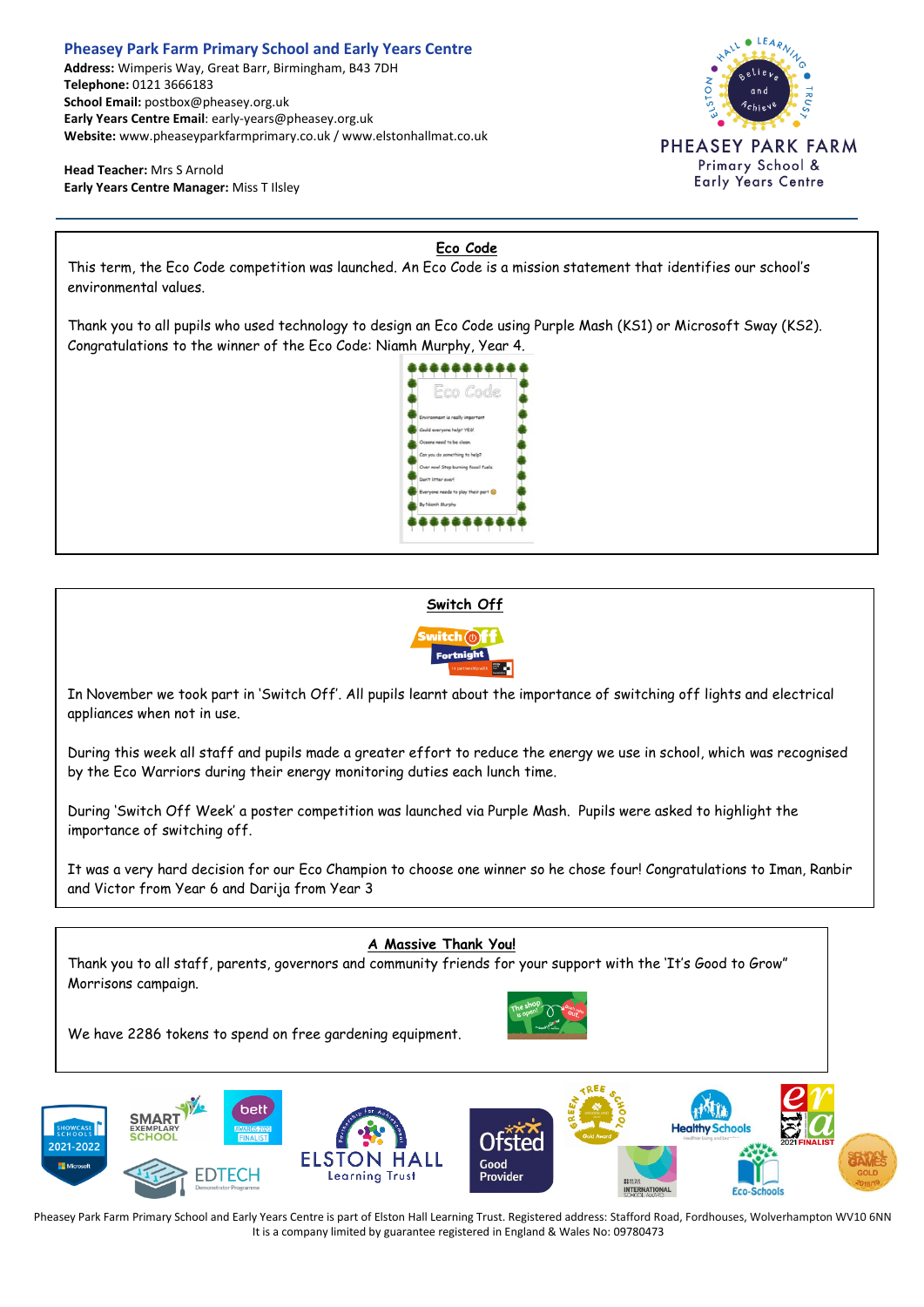**Pheasey Park Farm Primary School and Early Years Centre**
**Address:** Wimperis Way, Great Barr, Birmingham, B43 7DH
**Telephone:** 0121 3666183
**School Email:** postbox@pheasey.org.uk
**Early Years Centre Email**: early-years@pheasey.org.uk
**Website:** www.pheaseyparkfarmprimary.co.uk / www.elstonhallmat.co.uk

**Head Teacher:** Mrs S Arnold
**Early Years Centre Manager:** Miss T Ilsley

## Eco Code

This term, the Eco Code competition was launched. An Eco Code is a mission statement that identifies our school's environmental values.

Thank you to all pupils who used technology to design an Eco Code using Purple Mash (KS1) or Microsoft Sway (KS2). Congratulations to the winner of the Eco Code: Niamh Murphy, Year 4.

## Switch Off

In November we took part in 'Switch Off'. All pupils learnt about the importance of switching off lights and electrical appliances when not in use.

During this week all staff and pupils made a greater effort to reduce the energy we use in school, which was recognised by the Eco Warriors during their energy monitoring duties each lunch time.

During 'Switch Off Week' a poster competition was launched via Purple Mash. Pupils were asked to highlight the importance of switching off.

It was a very hard decision for our Eco Champion to choose one winner so he chose four! Congratulations to Iman, Ranbir and Victor from Year 6 and Darija from Year 3

## A Massive Thank You!

Thank you to all staff, parents, governors and community friends for your support with the 'It's Good to Grow" Morrisons campaign.

We have 2286 tokens to spend on free gardening equipment.

Pheasey Park Farm Primary School and Early Years Centre is part of Elston Hall Learning Trust. Registered address: Stafford Road, Fordhouses, Wolverhampton WV10 6NN
It is a company limited by guarantee registered in England & Wales No: 09780473